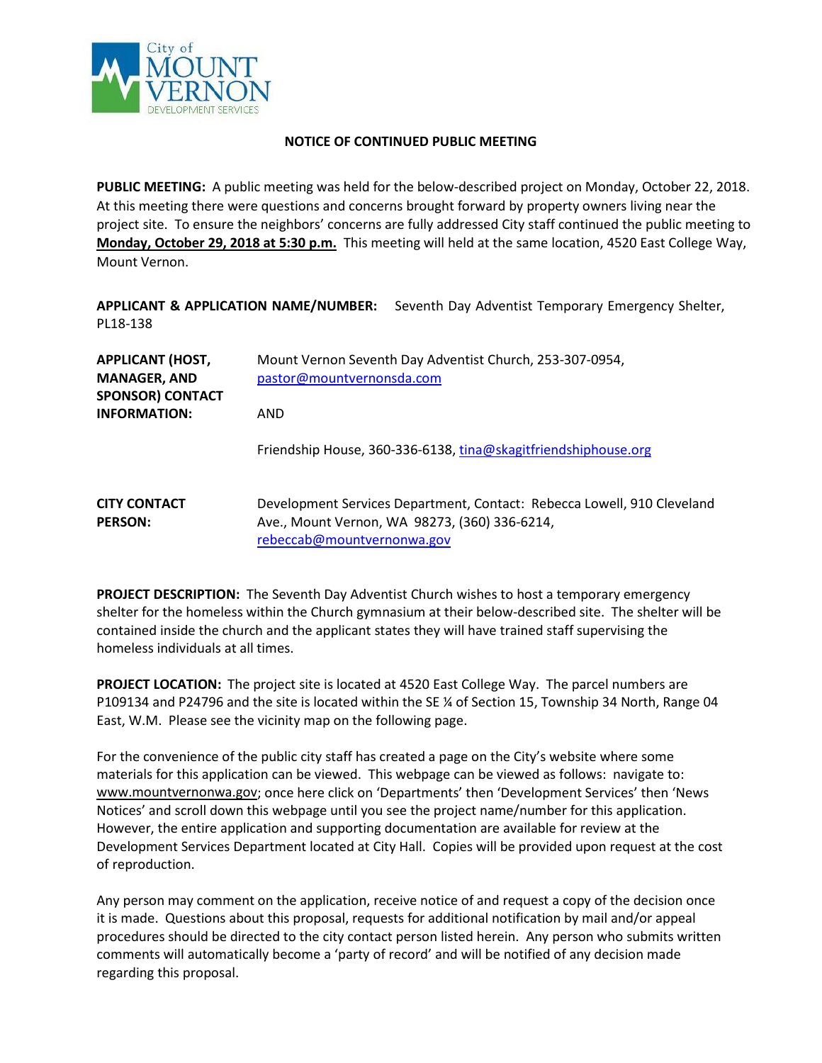City of MOUNT VERNON DEVELOPMENT SERVICES

# NOTICE OF CONTINUED PUBLIC MEETING

**PUBLIC MEETING:** A public meeting was held for the below-described project on Monday, October 22, 2018. At this meeting there were questions and concerns brought forward by property owners living near the project site. To ensure the neighbors' concerns are fully addressed City staff continued the public meeting to **Monday, October 29, 2018 at 5:30 p.m.** This meeting will held at the same location, 4520 East College Way, Mount Vernon.

**APPLICANT & APPLICATION NAME/NUMBER:** Seventh Day Adventist Temporary Emergency Shelter, PL18-138

**APPLICANT (HOST, MANAGER, AND SPONSOR) CONTACT INFORMATION:** Mount Vernon Seventh Day Adventist Church, 253-307-0954, pastor@mountvernonsda.com

AND

Friendship House, 360-336-6138, tina@skagitfriendshiphouse.org

**CITY CONTACT PERSON:** Development Services Department, Contact: Rebecca Lowell, 910 Cleveland Ave., Mount Vernon, WA 98273, (360) 336-6214, rebeccab@mountvernonwa.gov

**PROJECT DESCRIPTION:** The Seventh Day Adventist Church wishes to host a temporary emergency shelter for the homeless within the Church gymnasium at their below-described site. The shelter will be contained inside the church and the applicant states they will have trained staff supervising the homeless individuals at all times.

**PROJECT LOCATION:** The project site is located at 4520 East College Way. The parcel numbers are P109134 and P24796 and the site is located within the SE ¼ of Section 15, Township 34 North, Range 04 East, W.M. Please see the vicinity map on the following page.

For the convenience of the public city staff has created a page on the City's website where some materials for this application can be viewed. This webpage can be viewed as follows: navigate to: www.mountvernonwa.gov; once here click on 'Departments' then 'Development Services' then 'News Notices' and scroll down this webpage until you see the project name/number for this application. However, the entire application and supporting documentation are available for review at the Development Services Department located at City Hall. Copies will be provided upon request at the cost of reproduction.

Any person may comment on the application, receive notice of and request a copy of the decision once it is made. Questions about this proposal, requests for additional notification by mail and/or appeal procedures should be directed to the city contact person listed herein. Any person who submits written comments will automatically become a 'party of record' and will be notified of any decision made regarding this proposal.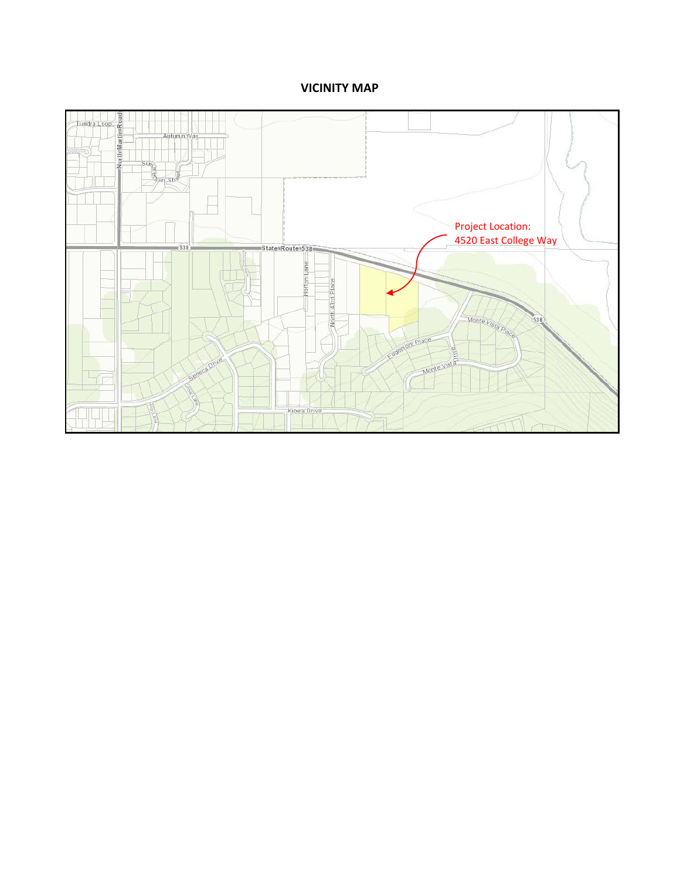**VICINITY MAP**

Project Location:
4520 East College Way

Tundra Loop
North Martin Road
Autumn Way
Sun Street
State Route 538
538
Horton Lane
North 43rd Place
Monte Vista Place
Edgemont Place
Monte Vista Drive
Seneca Drive
Crow Lane
Kiowa Drive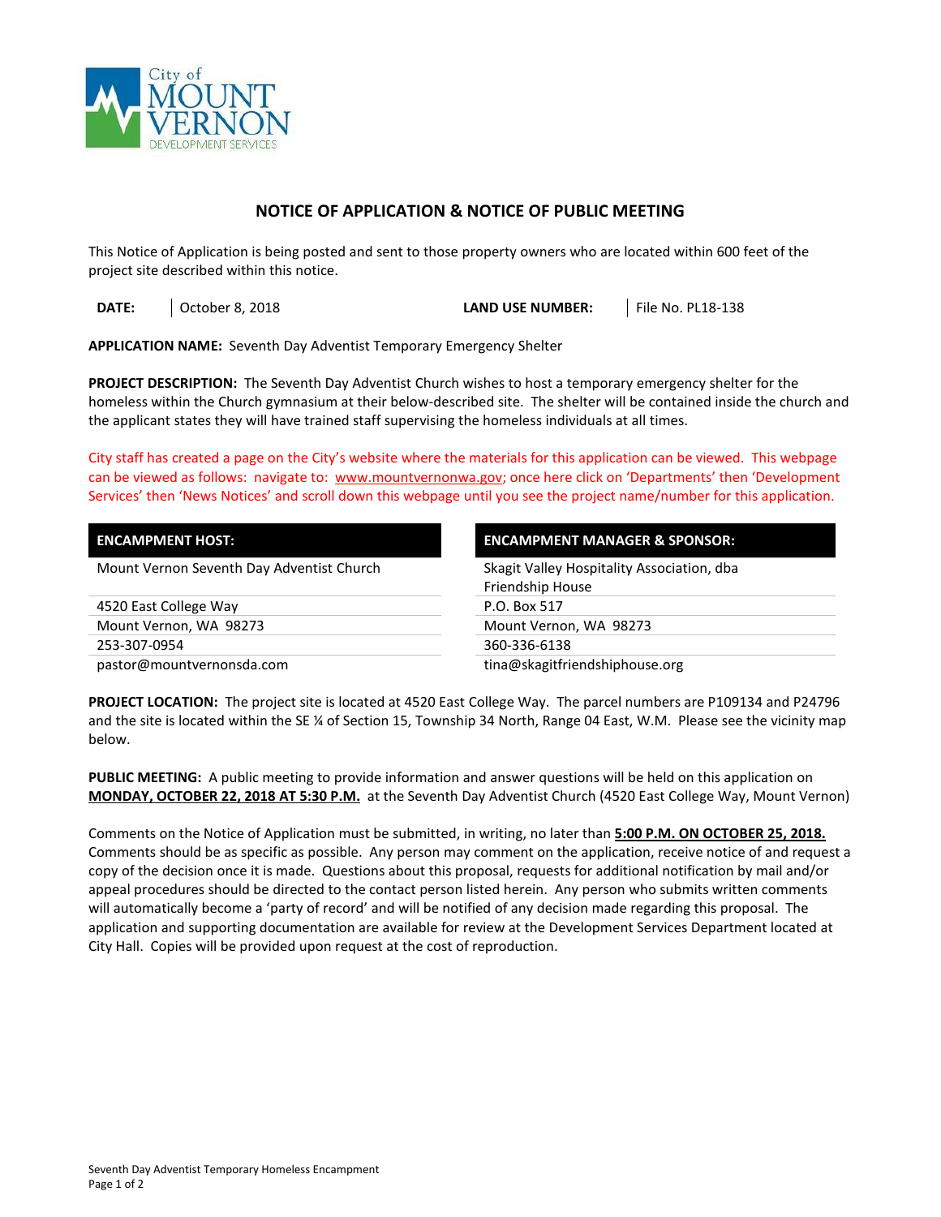City of MOUNT VERNON DEVELOPMENT SERVICES

## NOTICE OF APPLICATION & NOTICE OF PUBLIC MEETING

This Notice of Application is being posted and sent to those property owners who are located within 600 feet of the project site described within this notice.

| **DATE:** | October 8, 2018 | **LAND USE NUMBER:** | File No. PL18-138 |
|---|---|---|---|

**APPLICATION NAME:** Seventh Day Adventist Temporary Emergency Shelter

**PROJECT DESCRIPTION:** The Seventh Day Adventist Church wishes to host a temporary emergency shelter for the homeless within the Church gymnasium at their below-described site. The shelter will be contained inside the church and the applicant states they will have trained staff supervising the homeless individuals at all times.

City staff has created a page on the City's website where the materials for this application can be viewed. This webpage can be viewed as follows: navigate to: www.mountvernonwa.gov; once here click on 'Departments' then 'Development Services' then 'News Notices' and scroll down this webpage until you see the project name/number for this application.

| **ENCAMPMENT HOST:** | **ENCAMPMENT MANAGER & SPONSOR:** |
|---|---|
| Mount Vernon Seventh Day Adventist Church | Skagit Valley Hospitality Association, dba Friendship House |
| 4520 East College Way | P.O. Box 517 |
| Mount Vernon, WA 98273 | Mount Vernon, WA 98273 |
| 253-307-0954 | 360-336-6138 |
| pastor@mountvernonsda.com | tina@skagitfriendshiphouse.org |

**PROJECT LOCATION:** The project site is located at 4520 East College Way. The parcel numbers are P109134 and P24796 and the site is located within the SE ¼ of Section 15, Township 34 North, Range 04 East, W.M. Please see the vicinity map below.

**PUBLIC MEETING:** A public meeting to provide information and answer questions will be held on this application on **MONDAY, OCTOBER 22, 2018 AT 5:30 P.M.** at the Seventh Day Adventist Church (4520 East College Way, Mount Vernon)

Comments on the Notice of Application must be submitted, in writing, no later than **5:00 P.M. ON OCTOBER 25, 2018.** Comments should be as specific as possible. Any person may comment on the application, receive notice of and request a copy of the decision once it is made. Questions about this proposal, requests for additional notification by mail and/or appeal procedures should be directed to the contact person listed herein. Any person who submits written comments will automatically become a 'party of record' and will be notified of any decision made regarding this proposal. The application and supporting documentation are available for review at the Development Services Department located at City Hall. Copies will be provided upon request at the cost of reproduction.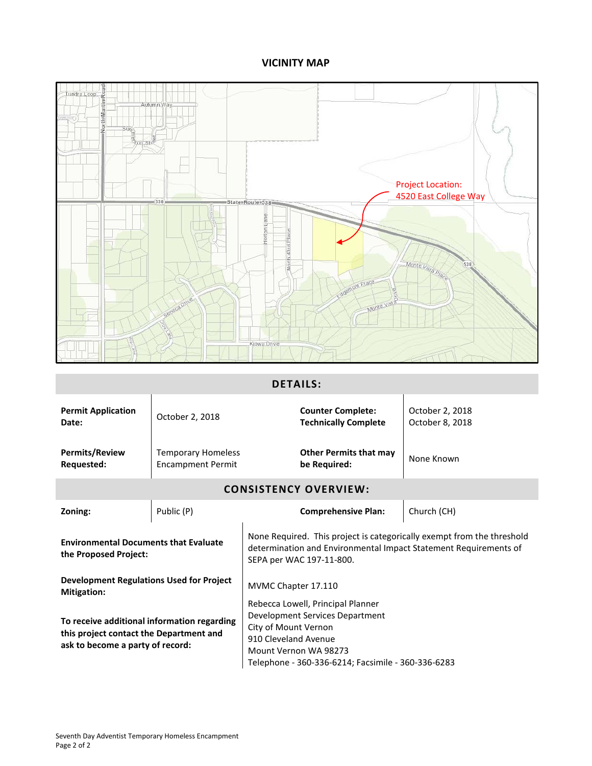## VICINITY MAP

Project Location:
4520 East College Way

## DETAILS:

| | | | |
|---|---|---|---|
| **Permit Application Date:** | October 2, 2018 | **Counter Complete: Technically Complete** | October 2, 2018 October 8, 2018 |
| **Permits/Review Requested:** | Temporary Homeless Encampment Permit | **Other Permits that may be Required:** | None Known |

## CONSISTENCY OVERVIEW:

| | | | |
|---|---|---|---|
| **Zoning:** | Public (P) | **Comprehensive Plan:** | Church (CH) |

| | |
|---|---|
| **Environmental Documents that Evaluate the Proposed Project:** | None Required. This project is categorically exempt from the threshold determination and Environmental Impact Statement Requirements of SEPA per WAC 197-11-800. |
| **Development Regulations Used for Project Mitigation:** | MVMC Chapter 17.110 |
| **To receive additional information regarding this project contact the Department and ask to become a party of record:** | Rebecca Lowell, Principal Planner<br>Development Services Department<br>City of Mount Vernon<br>910 Cleveland Avenue<br>Mount Vernon WA 98273<br>Telephone - 360-336-6214; Facsimile - 360-336-6283 |